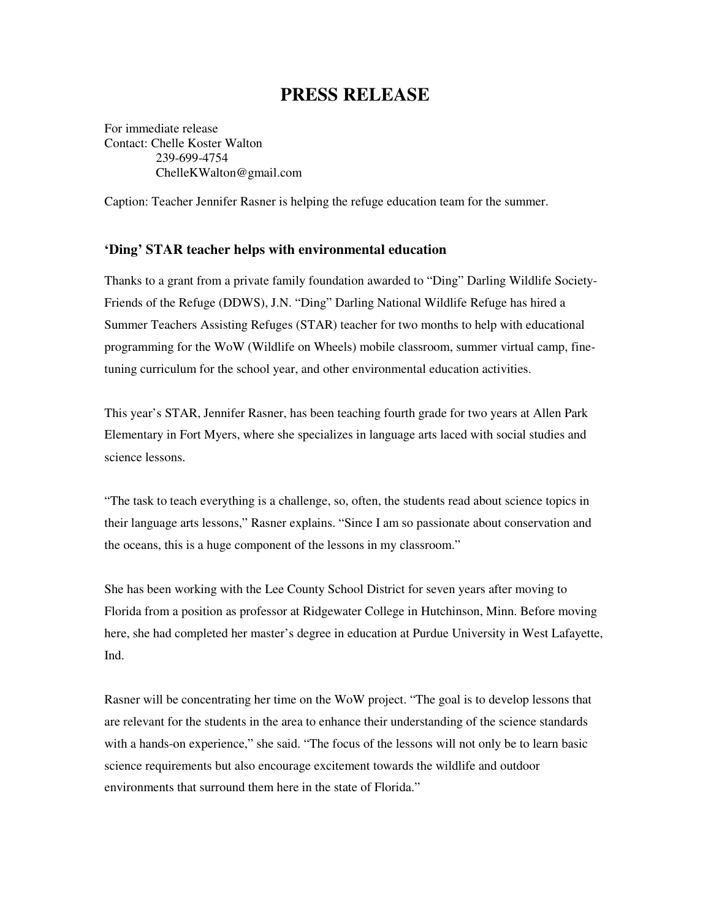# PRESS RELEASE

For immediate release
Contact: Chelle Koster Walton
239-699-4754
ChelleKWalton@gmail.com

Caption: Teacher Jennifer Rasner is helping the refuge education team for the summer.

### 'Ding' STAR teacher helps with environmental education

Thanks to a grant from a private family foundation awarded to "Ding" Darling Wildlife Society-Friends of the Refuge (DDWS), J.N. "Ding" Darling National Wildlife Refuge has hired a Summer Teachers Assisting Refuges (STAR) teacher for two months to help with educational programming for the WoW (Wildlife on Wheels) mobile classroom, summer virtual camp, fine-tuning curriculum for the school year, and other environmental education activities.

This year's STAR, Jennifer Rasner, has been teaching fourth grade for two years at Allen Park Elementary in Fort Myers, where she specializes in language arts laced with social studies and science lessons.

"The task to teach everything is a challenge, so, often, the students read about science topics in their language arts lessons," Rasner explains. "Since I am so passionate about conservation and the oceans, this is a huge component of the lessons in my classroom."

She has been working with the Lee County School District for seven years after moving to Florida from a position as professor at Ridgewater College in Hutchinson, Minn. Before moving here, she had completed her master's degree in education at Purdue University in West Lafayette, Ind.

Rasner will be concentrating her time on the WoW project. "The goal is to develop lessons that are relevant for the students in the area to enhance their understanding of the science standards with a hands-on experience," she said. "The focus of the lessons will not only be to learn basic science requirements but also encourage excitement towards the wildlife and outdoor environments that surround them here in the state of Florida."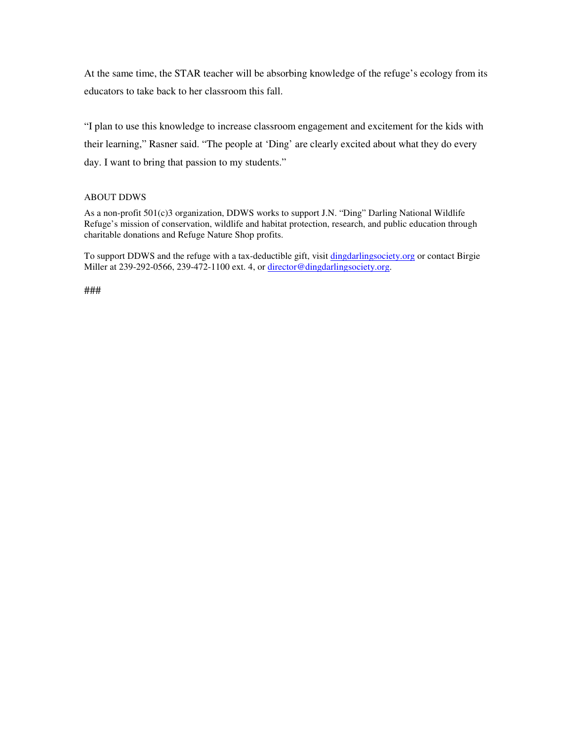At the same time, the STAR teacher will be absorbing knowledge of the refuge's ecology from its educators to take back to her classroom this fall.

"I plan to use this knowledge to increase classroom engagement and excitement for the kids with their learning," Rasner said. "The people at 'Ding' are clearly excited about what they do every day. I want to bring that passion to my students."

ABOUT DDWS

As a non-profit 501(c)3 organization, DDWS works to support J.N. "Ding" Darling National Wildlife Refuge's mission of conservation, wildlife and habitat protection, research, and public education through charitable donations and Refuge Nature Shop profits.

To support DDWS and the refuge with a tax-deductible gift, visit [dingdarlingsociety.org](http://dingdarlingsociety.org) or contact Birgie Miller at 239-292-0566, 239-472-1100 ext. 4, or [director@dingdarlingsociety.org](mailto:director@dingdarlingsociety.org).

###